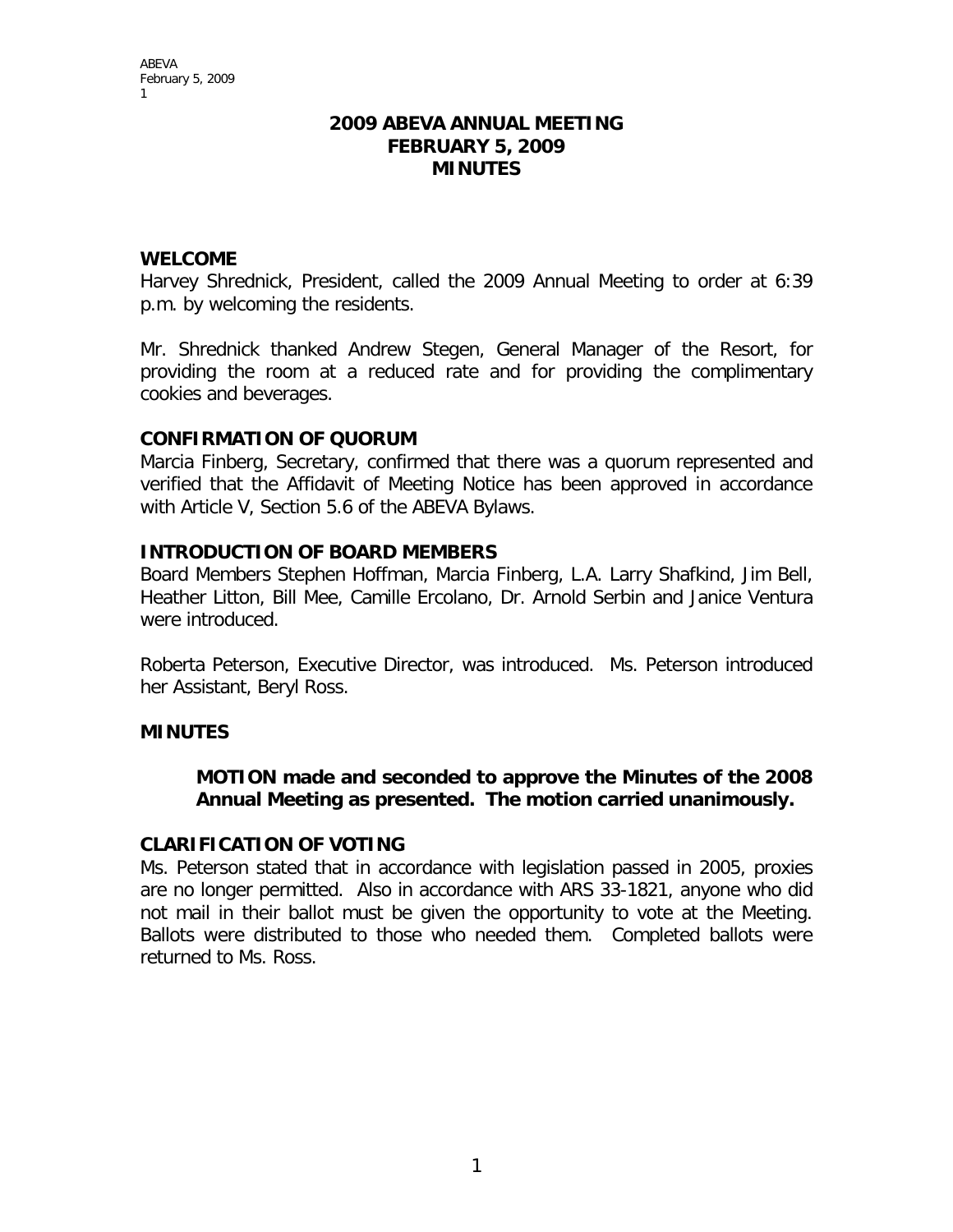# 2009 ABEVA ANNUAL MEETING
# FEBRUARY 5, 2009
# MINUTES

## WELCOME

Harvey Shrednick, President, called the 2009 Annual Meeting to order at 6:39 p.m. by welcoming the residents.

Mr. Shrednick thanked Andrew Stegen, General Manager of the Resort, for providing the room at a reduced rate and for providing the complimentary cookies and beverages.

## CONFIRMATION OF QUORUM

Marcia Finberg, Secretary, confirmed that there was a quorum represented and verified that the Affidavit of Meeting Notice has been approved in accordance with Article V, Section 5.6 of the ABEVA Bylaws.

## INTRODUCTION OF BOARD MEMBERS

Board Members Stephen Hoffman, Marcia Finberg, L.A. Larry Shafkind, Jim Bell, Heather Litton, Bill Mee, Camille Ercolano, Dr. Arnold Serbin and Janice Ventura were introduced.

Roberta Peterson, Executive Director, was introduced. Ms. Peterson introduced her Assistant, Beryl Ross.

## MINUTES

> **MOTION made and seconded to approve the Minutes of the 2008 Annual Meeting as presented. The motion carried unanimously.**

## CLARIFICATION OF VOTING

Ms. Peterson stated that in accordance with legislation passed in 2005, proxies are no longer permitted. Also in accordance with ARS 33-1821, anyone who did not mail in their ballot must be given the opportunity to vote at the Meeting. Ballots were distributed to those who needed them. Completed ballots were returned to Ms. Ross.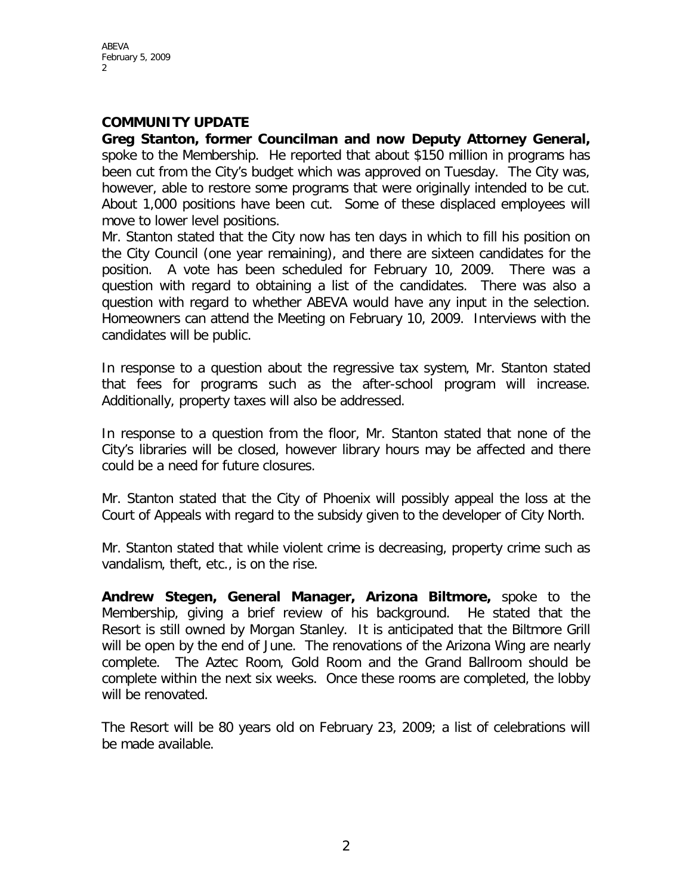## COMMUNITY UPDATE

**Greg Stanton, former Councilman and now Deputy Attorney General,** spoke to the Membership. He reported that about $150 million in programs has been cut from the City's budget which was approved on Tuesday. The City was, however, able to restore some programs that were originally intended to be cut. About 1,000 positions have been cut. Some of these displaced employees will move to lower level positions.

Mr. Stanton stated that the City now has ten days in which to fill his position on the City Council (one year remaining), and there are sixteen candidates for the position. A vote has been scheduled for February 10, 2009. There was a question with regard to obtaining a list of the candidates. There was also a question with regard to whether ABEVA would have any input in the selection. Homeowners can attend the Meeting on February 10, 2009. Interviews with the candidates will be public.

In response to a question about the regressive tax system, Mr. Stanton stated that fees for programs such as the after-school program will increase. Additionally, property taxes will also be addressed.

In response to a question from the floor, Mr. Stanton stated that none of the City's libraries will be closed, however library hours may be affected and there could be a need for future closures.

Mr. Stanton stated that the City of Phoenix will possibly appeal the loss at the Court of Appeals with regard to the subsidy given to the developer of City North.

Mr. Stanton stated that while violent crime is decreasing, property crime such as vandalism, theft, etc., is on the rise.

**Andrew Stegen, General Manager, Arizona Biltmore,** spoke to the Membership, giving a brief review of his background. He stated that the Resort is still owned by Morgan Stanley. It is anticipated that the Biltmore Grill will be open by the end of June. The renovations of the Arizona Wing are nearly complete. The Aztec Room, Gold Room and the Grand Ballroom should be complete within the next six weeks. Once these rooms are completed, the lobby will be renovated.

The Resort will be 80 years old on February 23, 2009; a list of celebrations will be made available.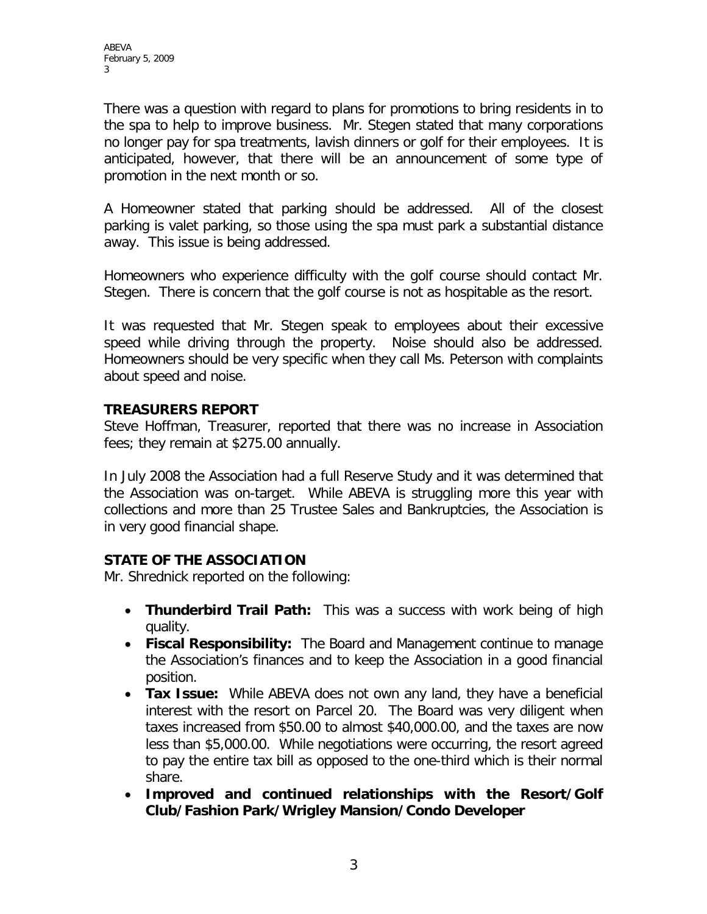There was a question with regard to plans for promotions to bring residents in to the spa to help to improve business. Mr. Stegen stated that many corporations no longer pay for spa treatments, lavish dinners or golf for their employees. It is anticipated, however, that there will be an announcement of some type of promotion in the next month or so.

A Homeowner stated that parking should be addressed. All of the closest parking is valet parking, so those using the spa must park a substantial distance away. This issue is being addressed.

Homeowners who experience difficulty with the golf course should contact Mr. Stegen. There is concern that the golf course is not as hospitable as the resort.

It was requested that Mr. Stegen speak to employees about their excessive speed while driving through the property. Noise should also be addressed. Homeowners should be very specific when they call Ms. Peterson with complaints about speed and noise.

## TREASURERS REPORT

Steve Hoffman, Treasurer, reported that there was no increase in Association fees; they remain at $275.00 annually.

In July 2008 the Association had a full Reserve Study and it was determined that the Association was on-target. While ABEVA is struggling more this year with collections and more than 25 Trustee Sales and Bankruptcies, the Association is in very good financial shape.

## STATE OF THE ASSOCIATION

Mr. Shrednick reported on the following:

- **Thunderbird Trail Path:** This was a success with work being of high quality.
- **Fiscal Responsibility:** The Board and Management continue to manage the Association's finances and to keep the Association in a good financial position.
- **Tax Issue:** While ABEVA does not own any land, they have a beneficial interest with the resort on Parcel 20. The Board was very diligent when taxes increased from $50.00 to almost $40,000.00, and the taxes are now less than $5,000.00. While negotiations were occurring, the resort agreed to pay the entire tax bill as opposed to the one-third which is their normal share.
- **Improved and continued relationships with the Resort/Golf Club/Fashion Park/Wrigley Mansion/Condo Developer**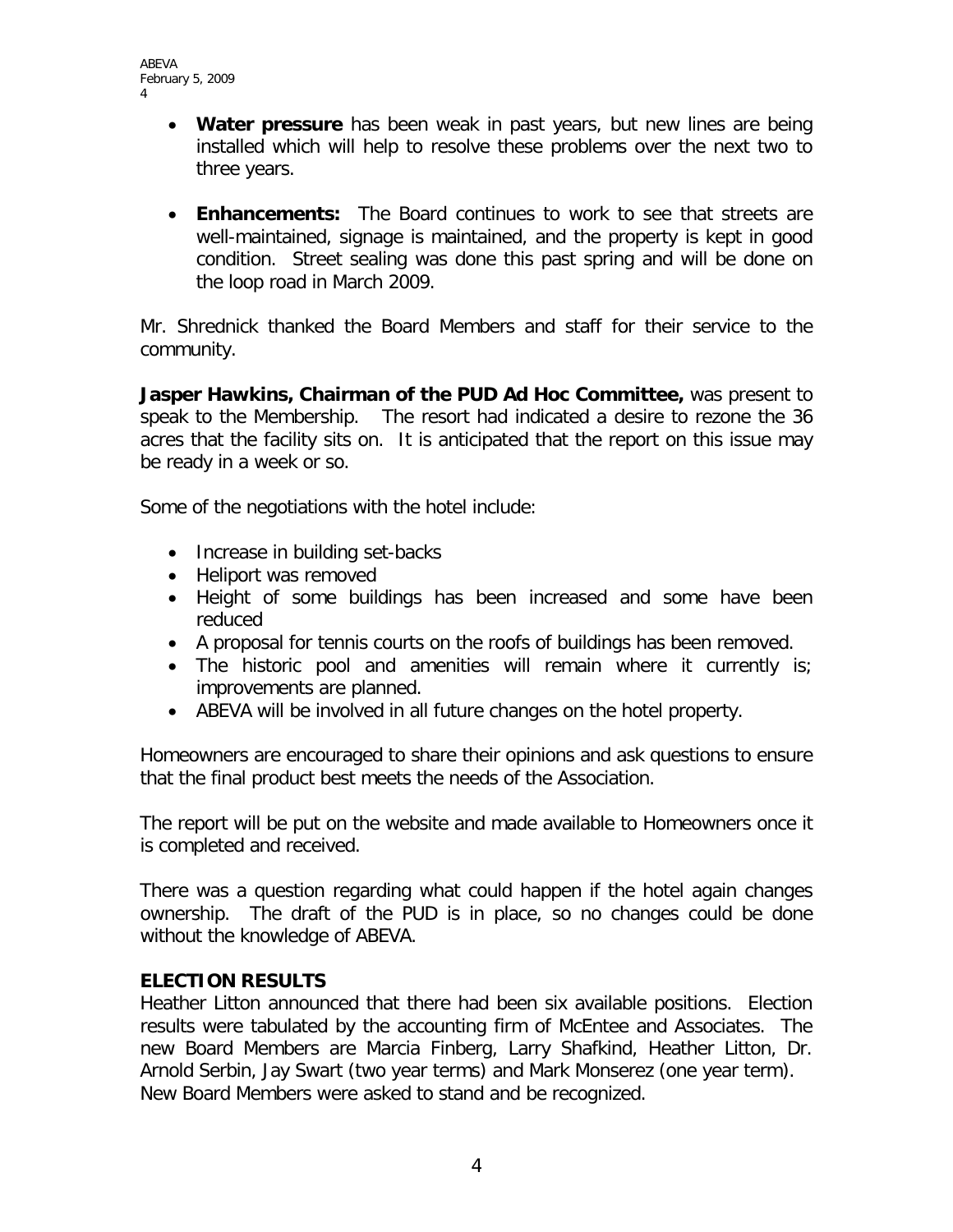- **Water pressure** has been weak in past years, but new lines are being installed which will help to resolve these problems over the next two to three years.

- **Enhancements:** The Board continues to work to see that streets are well-maintained, signage is maintained, and the property is kept in good condition. Street sealing was done this past spring and will be done on the loop road in March 2009.

Mr. Shrednick thanked the Board Members and staff for their service to the community.

**Jasper Hawkins, Chairman of the PUD Ad Hoc Committee,** was present to speak to the Membership. The resort had indicated a desire to rezone the 36 acres that the facility sits on. It is anticipated that the report on this issue may be ready in a week or so.

Some of the negotiations with the hotel include:

- Increase in building set-backs
- Heliport was removed
- Height of some buildings has been increased and some have been reduced
- A proposal for tennis courts on the roofs of buildings has been removed.
- The historic pool and amenities will remain where it currently is; improvements are planned.
- ABEVA will be involved in all future changes on the hotel property.

Homeowners are encouraged to share their opinions and ask questions to ensure that the final product best meets the needs of the Association.

The report will be put on the website and made available to Homeowners once it is completed and received.

There was a question regarding what could happen if the hotel again changes ownership. The draft of the PUD is in place, so no changes could be done without the knowledge of ABEVA.

## ELECTION RESULTS

Heather Litton announced that there had been six available positions. Election results were tabulated by the accounting firm of McEntee and Associates. The new Board Members are Marcia Finberg, Larry Shafkind, Heather Litton, Dr. Arnold Serbin, Jay Swart (two year terms) and Mark Monserez (one year term). New Board Members were asked to stand and be recognized.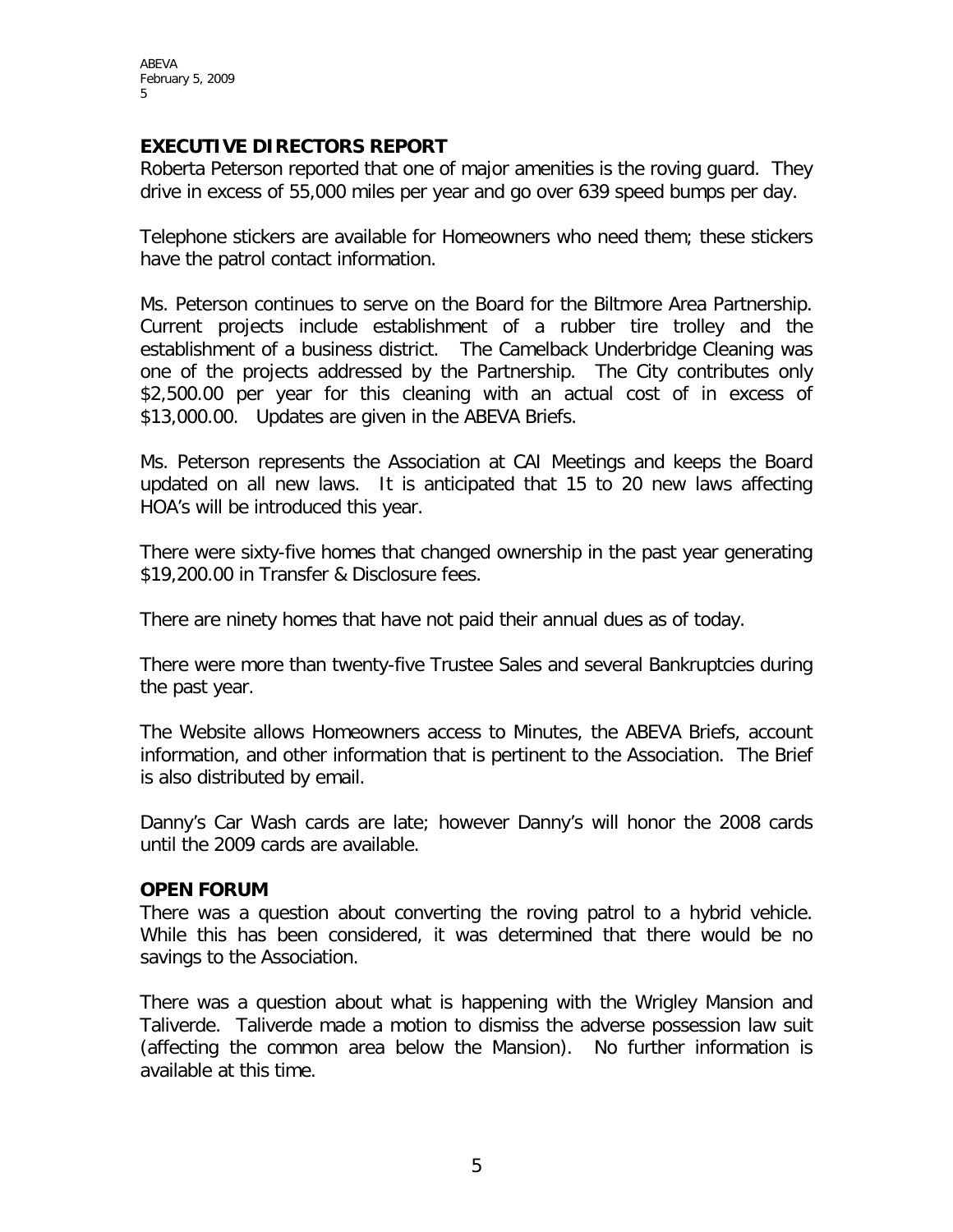## EXECUTIVE DIRECTORS REPORT

Roberta Peterson reported that one of major amenities is the roving guard. They drive in excess of 55,000 miles per year and go over 639 speed bumps per day.

Telephone stickers are available for Homeowners who need them; these stickers have the patrol contact information.

Ms. Peterson continues to serve on the Board for the Biltmore Area Partnership. Current projects include establishment of a rubber tire trolley and the establishment of a business district. The Camelback Underbridge Cleaning was one of the projects addressed by the Partnership. The City contributes only $2,500.00 per year for this cleaning with an actual cost of in excess of $13,000.00. Updates are given in the ABEVA Briefs.

Ms. Peterson represents the Association at CAI Meetings and keeps the Board updated on all new laws. It is anticipated that 15 to 20 new laws affecting HOA's will be introduced this year.

There were sixty-five homes that changed ownership in the past year generating $19,200.00 in Transfer & Disclosure fees.

There are ninety homes that have not paid their annual dues as of today.

There were more than twenty-five Trustee Sales and several Bankruptcies during the past year.

The Website allows Homeowners access to Minutes, the ABEVA Briefs, account information, and other information that is pertinent to the Association. The Brief is also distributed by email.

Danny's Car Wash cards are late; however Danny's will honor the 2008 cards until the 2009 cards are available.

## OPEN FORUM

There was a question about converting the roving patrol to a hybrid vehicle. While this has been considered, it was determined that there would be no savings to the Association.

There was a question about what is happening with the Wrigley Mansion and Taliverde. Taliverde made a motion to dismiss the adverse possession law suit (affecting the common area below the Mansion). No further information is available at this time.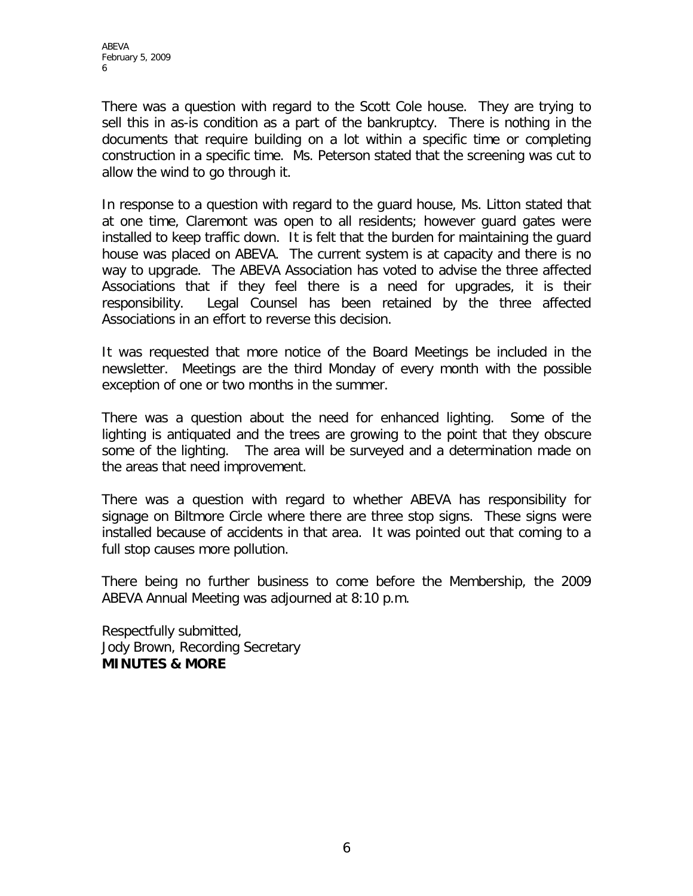There was a question with regard to the Scott Cole house. They are trying to sell this in as-is condition as a part of the bankruptcy. There is nothing in the documents that require building on a lot within a specific time or completing construction in a specific time. Ms. Peterson stated that the screening was cut to allow the wind to go through it.

In response to a question with regard to the guard house, Ms. Litton stated that at one time, Claremont was open to all residents; however guard gates were installed to keep traffic down. It is felt that the burden for maintaining the guard house was placed on ABEVA. The current system is at capacity and there is no way to upgrade. The ABEVA Association has voted to advise the three affected Associations that if they feel there is a need for upgrades, it is their responsibility. Legal Counsel has been retained by the three affected Associations in an effort to reverse this decision.

It was requested that more notice of the Board Meetings be included in the newsletter. Meetings are the third Monday of every month with the possible exception of one or two months in the summer.

There was a question about the need for enhanced lighting. Some of the lighting is antiquated and the trees are growing to the point that they obscure some of the lighting. The area will be surveyed and a determination made on the areas that need improvement.

There was a question with regard to whether ABEVA has responsibility for signage on Biltmore Circle where there are three stop signs. These signs were installed because of accidents in that area. It was pointed out that coming to a full stop causes more pollution.

There being no further business to come before the Membership, the 2009 ABEVA Annual Meeting was adjourned at 8:10 p.m.

Respectfully submitted,
Jody Brown, Recording Secretary
**MINUTES & MORE**